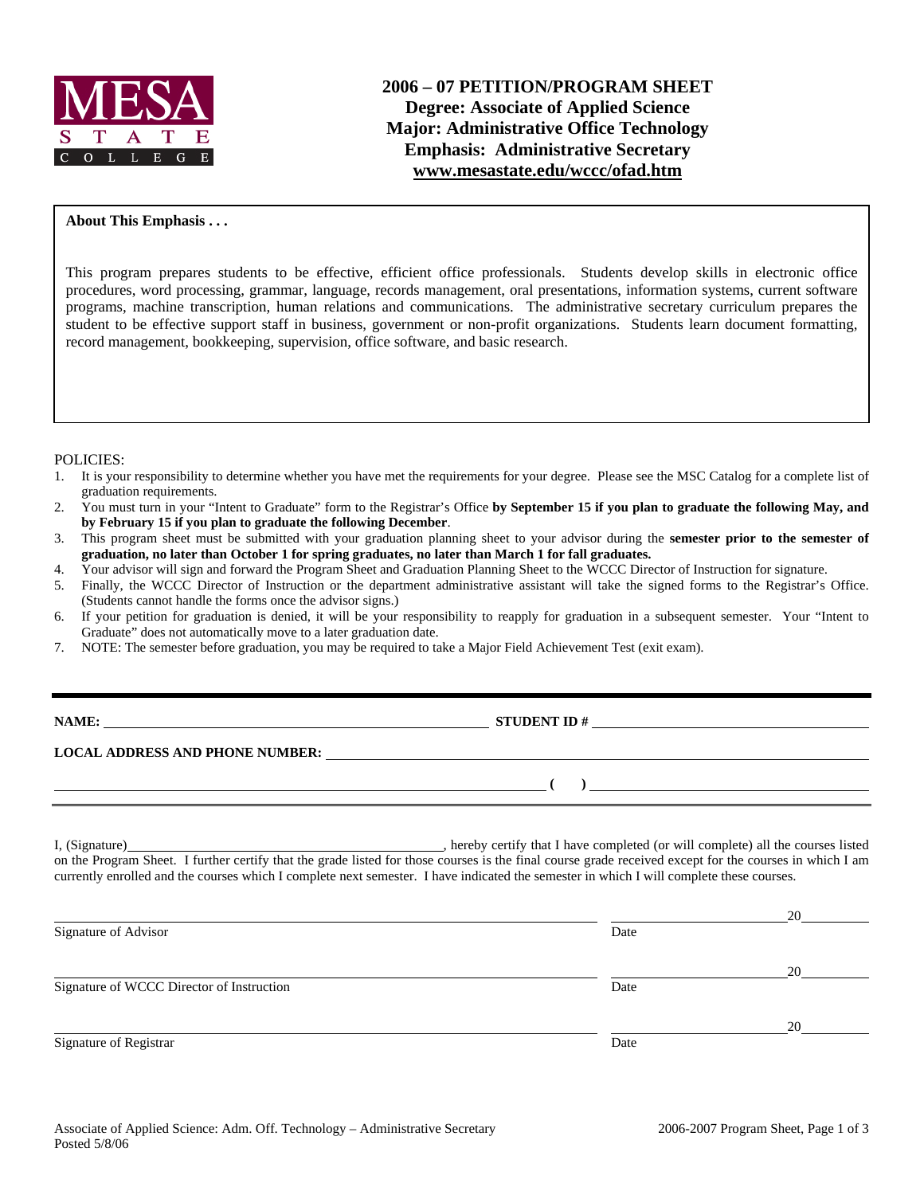MESA STATE COLLEGE

# 2006 – 07 PETITION/PROGRAM SHEET
## Degree: Associate of Applied Science
## Major: Administrative Office Technology
## Emphasis: Administrative Secretary
## www.mesastate.edu/wccc/ofad.htm

**About This Emphasis . . .**

This program prepares students to be effective, efficient office professionals. Students develop skills in electronic office procedures, word processing, grammar, language, records management, oral presentations, information systems, current software programs, machine transcription, human relations and communications. The administrative secretary curriculum prepares the student to be effective support staff in business, government or non-profit organizations. Students learn document formatting, record management, bookkeeping, supervision, office software, and basic research.

POLICIES:

1. It is your responsibility to determine whether you have met the requirements for your degree. Please see the MSC Catalog for a complete list of graduation requirements.
2. You must turn in your "Intent to Graduate" form to the Registrar's Office **by September 15 if you plan to graduate the following May, and by February 15 if you plan to graduate the following December**.
3. This program sheet must be submitted with your graduation planning sheet to your advisor during the **semester prior to the semester of graduation, no later than October 1 for spring graduates, no later than March 1 for fall graduates.**
4. Your advisor will sign and forward the Program Sheet and Graduation Planning Sheet to the WCCC Director of Instruction for signature.
5. Finally, the WCCC Director of Instruction or the department administrative assistant will take the signed forms to the Registrar's Office. (Students cannot handle the forms once the advisor signs.)
6. If your petition for graduation is denied, it will be your responsibility to reapply for graduation in a subsequent semester. Your "Intent to Graduate" does not automatically move to a later graduation date.
7. NOTE: The semester before graduation, you may be required to take a Major Field Achievement Test (exit exam).

---

**NAME:** ______________________________ **STUDENT ID #** ______________________________

**LOCAL ADDRESS AND PHONE NUMBER:** ______________________________

______________________________ **( )** ______________________________

I, (Signature)______________________________, hereby certify that I have completed (or will complete) all the courses listed on the Program Sheet. I further certify that the grade listed for those courses is the final course grade received except for the courses in which I am currently enrolled and the courses which I complete next semester. I have indicated the semester in which I will complete these courses.

______________________________ ______________ 20______
Signature of Advisor Date

______________________________ ______________ 20______
Signature of WCCC Director of Instruction Date

______________________________ ______________ 20______
Signature of Registrar Date

Posted 5/8/06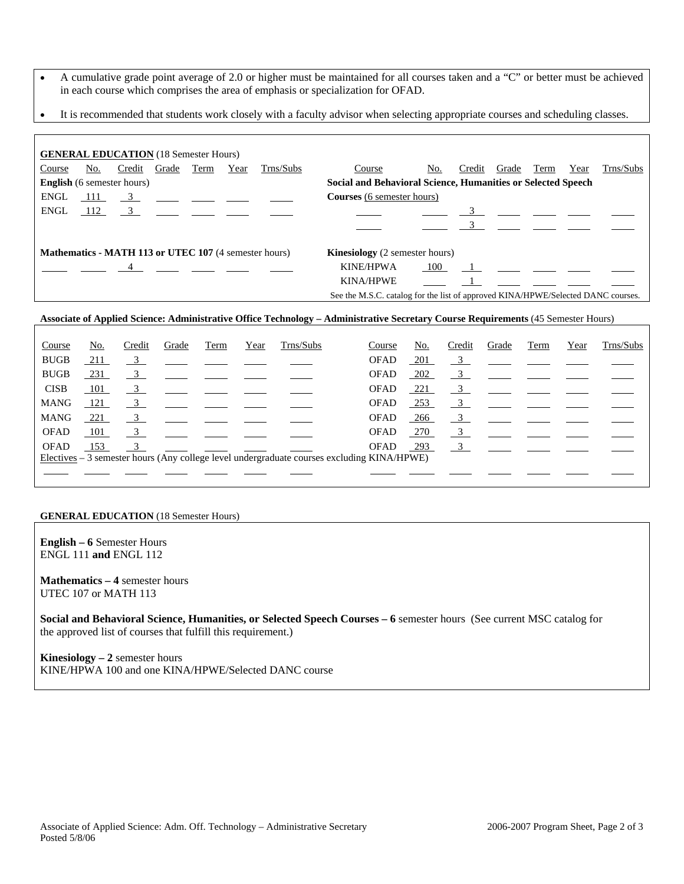- A cumulative grade point average of 2.0 or higher must be maintained for all courses taken and a "C" or better must be achieved in each course which comprises the area of emphasis or specialization for OFAD.
- It is recommended that students work closely with a faculty advisor when selecting appropriate courses and scheduling classes.

**GENERAL EDUCATION** (18 Semester Hours)

**English** (6 semester hours)

| Course | No. | Credit | Grade | Term | Year | Trns/Subs |
|---|---|---|---|---|---|---|
| ENGL | 111 | 3 | | | | |
| ENGL | 112 | 3 | | | | |

**Mathematics - MATH 113 or UTEC 107** (4 semester hours)

| Course | No. | Credit | Grade | Term | Year | Trns/Subs |
|---|---|---|---|---|---|---|
| | | 4 | | | | |

**Social and Behavioral Science, Humanities or Selected Speech Courses** (6 semester hours)

| Course | No. | Credit | Grade | Term | Year | Trns/Subs |
|---|---|---|---|---|---|---|
| | | 3 | | | | |
| | | 3 | | | | |

**Kinesiology** (2 semester hours)

| Course | No. | Credit | Grade | Term | Year | Trns/Subs |
|---|---|---|---|---|---|---|
| KINE/HPWA | 100 | 1 | | | | |
| KINA/HPWE | | 1 | | | | |

See the M.S.C. catalog for the list of approved KINA/HPWE/Selected DANC courses.

**Associate of Applied Science: Administrative Office Technology – Administrative Secretary Course Requirements** (45 Semester Hours)

| Course | No. | Credit | Grade | Term | Year | Trns/Subs | Course | No. | Credit | Grade | Term | Year | Trns/Subs |
|---|---|---|---|---|---|---|---|---|---|---|---|---|---|
| BUGB | 211 | 3 | | | | | OFAD | 201 | 3 | | | | |
| BUGB | 231 | 3 | | | | | OFAD | 202 | 3 | | | | |
| CISB | 101 | 3 | | | | | OFAD | 221 | 3 | | | | |
| MANG | 121 | 3 | | | | | OFAD | 253 | 3 | | | | |
| MANG | 221 | 3 | | | | | OFAD | 266 | 3 | | | | |
| OFAD | 101 | 3 | | | | | OFAD | 270 | 3 | | | | |
| OFAD | 153 | 3 | | | | | OFAD | 293 | 3 | | | | |

Electives – 3 semester hours (Any college level undergraduate courses excluding KINA/HPWE)

| Course | No. | Credit | Grade | Term | Year | Trns/Subs | Course | No. | Credit | Grade | Term | Year | Trns/Subs |
|---|---|---|---|---|---|---|---|---|---|---|---|---|---|
| | | | | | | | | | | | | | |

**GENERAL EDUCATION** (18 Semester Hours)

**English – 6** Semester Hours
ENGL 111 **and** ENGL 112

**Mathematics – 4** semester hours
UTEC 107 or MATH 113

**Social and Behavioral Science, Humanities, or Selected Speech Courses – 6** semester hours (See current MSC catalog for the approved list of courses that fulfill this requirement.)

**Kinesiology – 2** semester hours
KINE/HPWA 100 and one KINA/HPWE/Selected DANC course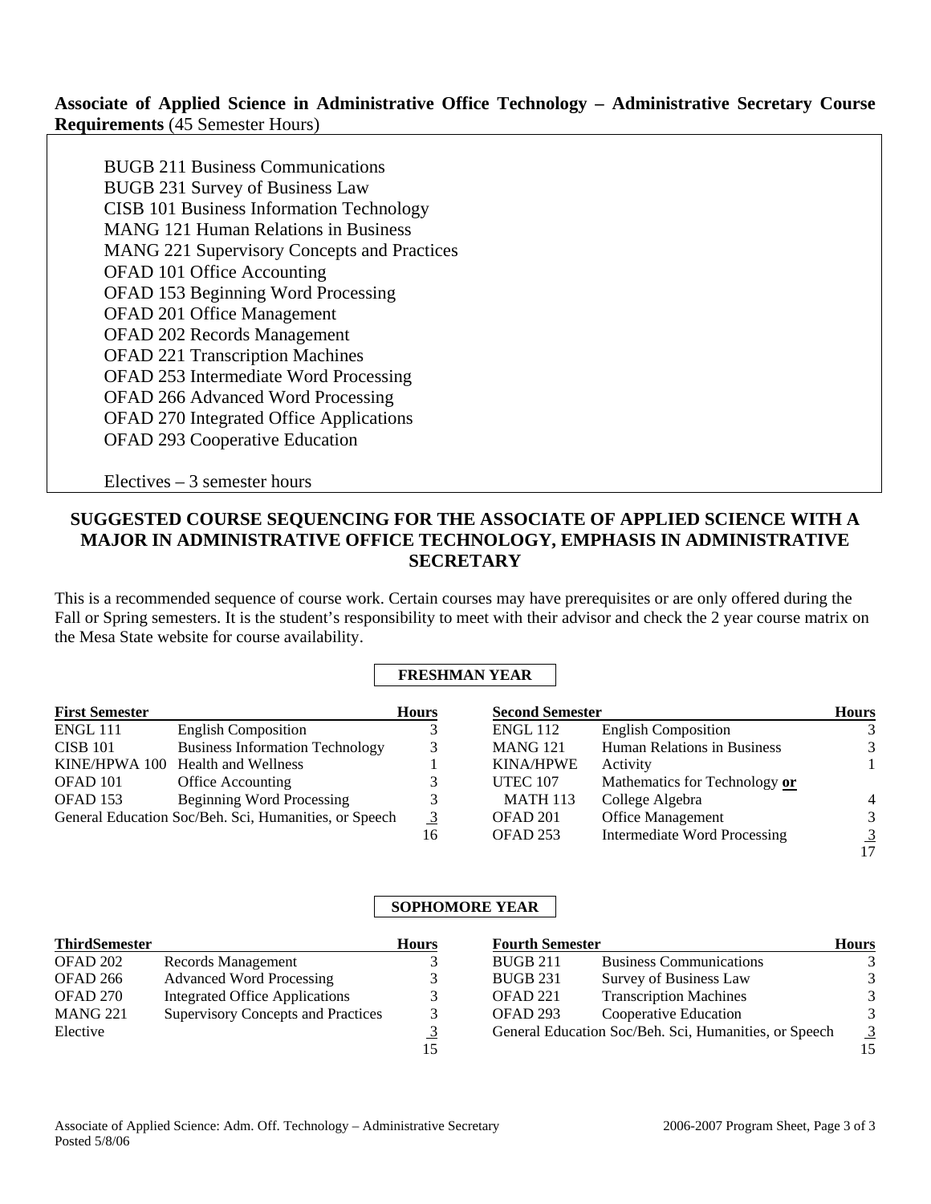**Associate of Applied Science in Administrative Office Technology – Administrative Secretary Course Requirements** (45 Semester Hours)

BUGB 211 Business Communications
BUGB 231 Survey of Business Law
CISB 101 Business Information Technology
MANG 121 Human Relations in Business
MANG 221 Supervisory Concepts and Practices
OFAD 101 Office Accounting
OFAD 153 Beginning Word Processing
OFAD 201 Office Management
OFAD 202 Records Management
OFAD 221 Transcription Machines
OFAD 253 Intermediate Word Processing
OFAD 266 Advanced Word Processing
OFAD 270 Integrated Office Applications
OFAD 293 Cooperative Education

Electives – 3 semester hours

## SUGGESTED COURSE SEQUENCING FOR THE ASSOCIATE OF APPLIED SCIENCE WITH A MAJOR IN ADMINISTRATIVE OFFICE TECHNOLOGY, EMPHASIS IN ADMINISTRATIVE SECRETARY

This is a recommended sequence of course work. Certain courses may have prerequisites or are only offered during the Fall or Spring semesters. It is the student's responsibility to meet with their advisor and check the 2 year course matrix on the Mesa State website for course availability.

### FRESHMAN YEAR

| First Semester | | Hours |
|---|---|---|
| ENGL 111 | English Composition | 3 |
| CISB 101 | Business Information Technology | 3 |
| KINE/HPWA 100 | Health and Wellness | 1 |
| OFAD 101 | Office Accounting | 3 |
| OFAD 153 | Beginning Word Processing | 3 |
| General Education Soc/Beh. Sci, Humanities, or Speech | | 3 |
| | | 16 |

| Second Semester | | Hours |
|---|---|---|
| ENGL 112 | English Composition | 3 |
| MANG 121 | Human Relations in Business | 3 |
| KINA/HPWE | Activity | 1 |
| UTEC 107 | Mathematics for Technology **or** | |
| MATH 113 | College Algebra | 4 |
| OFAD 201 | Office Management | 3 |
| OFAD 253 | Intermediate Word Processing | 3 |
| | | 17 |

### SOPHOMORE YEAR

| ThirdSemester | | Hours |
|---|---|---|
| OFAD 202 | Records Management | 3 |
| OFAD 266 | Advanced Word Processing | 3 |
| OFAD 270 | Integrated Office Applications | 3 |
| MANG 221 | Supervisory Concepts and Practices | 3 |
| Elective | | 3 |
| | | 15 |

| Fourth Semester | | Hours |
|---|---|---|
| BUGB 211 | Business Communications | 3 |
| BUGB 231 | Survey of Business Law | 3 |
| OFAD 221 | Transcription Machines | 3 |
| OFAD 293 | Cooperative Education | 3 |
| General Education Soc/Beh. Sci, Humanities, or Speech | | 3 |
| | | 15 |